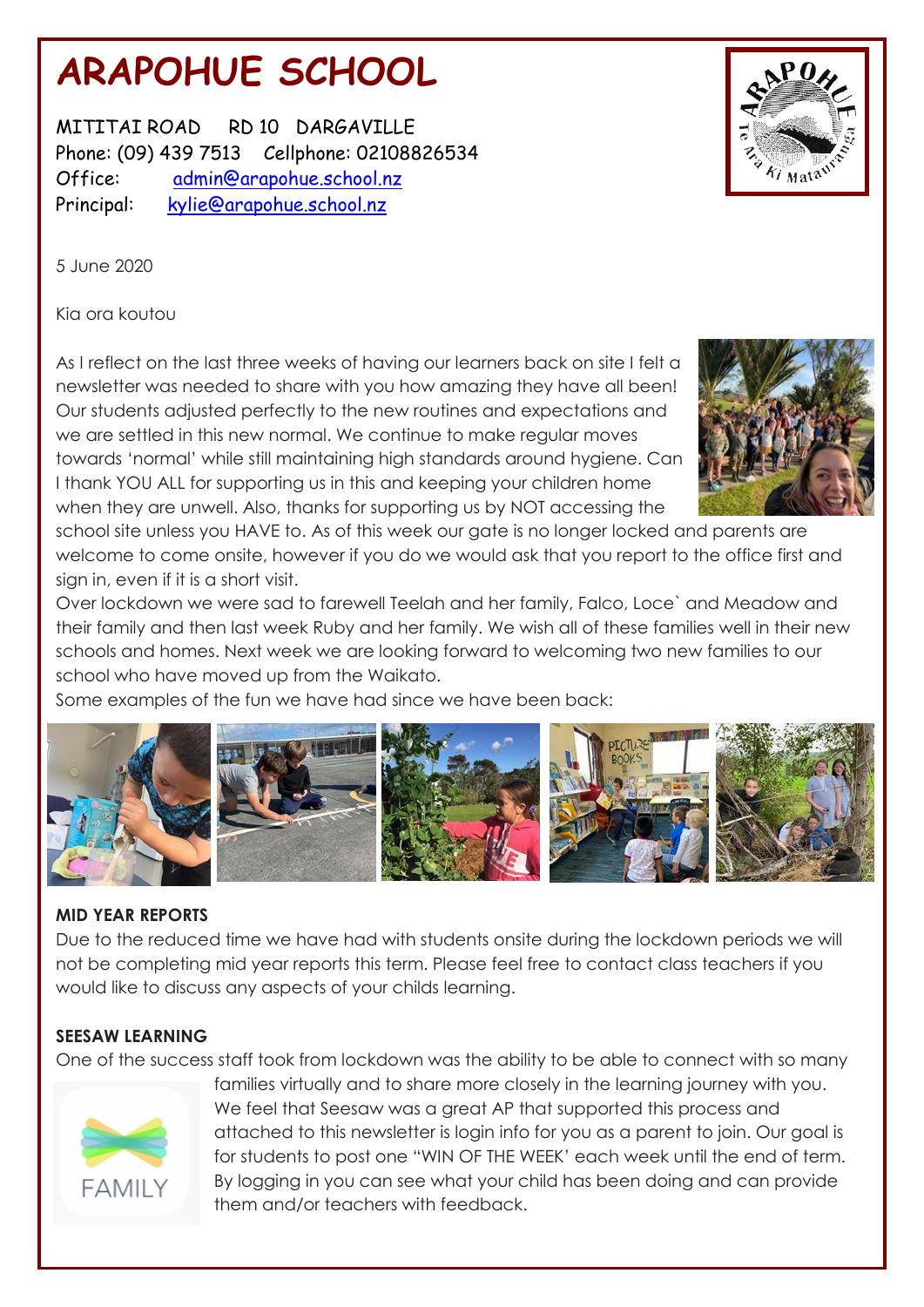# ARAPOHUE SCHOOL

MITITAI ROAD RD 10 DARGAVILLE
Phone: (09) 439 7513 Cellphone: 02108826534
Office: admin@arapohue.school.nz
Principal: kylie@arapohue.school.nz

5 June 2020

Kia ora koutou

As I reflect on the last three weeks of having our learners back on site I felt a newsletter was needed to share with you how amazing they have all been! Our students adjusted perfectly to the new routines and expectations and we are settled in this new normal. We continue to make regular moves towards 'normal' while still maintaining high standards around hygiene. Can I thank YOU ALL for supporting us in this and keeping your children home when they are unwell. Also, thanks for supporting us by NOT accessing the school site unless you HAVE to. As of this week our gate is no longer locked and parents are welcome to come onsite, however if you do we would ask that you report to the office first and sign in, even if it is a short visit.

Over lockdown we were sad to farewell Teelah and her family, Falco, Loce` and Meadow and their family and then last week Ruby and her family. We wish all of these families well in their new schools and homes. Next week we are looking forward to welcoming two new families to our school who have moved up from the Waikato.

Some examples of the fun we have had since we have been back:

**MID YEAR REPORTS**

Due to the reduced time we have had with students onsite during the lockdown periods we will not be completing mid year reports this term. Please feel free to contact class teachers if you would like to discuss any aspects of your childs learning.

**SEESAW LEARNING**

One of the success staff took from lockdown was the ability to be able to connect with so many families virtually and to share more closely in the learning journey with you. We feel that Seesaw was a great AP that supported this process and attached to this newsletter is login info for you as a parent to join. Our goal is for students to post one "WIN OF THE WEEK' each week until the end of term. By logging in you can see what your child has been doing and can provide them and/or teachers with feedback.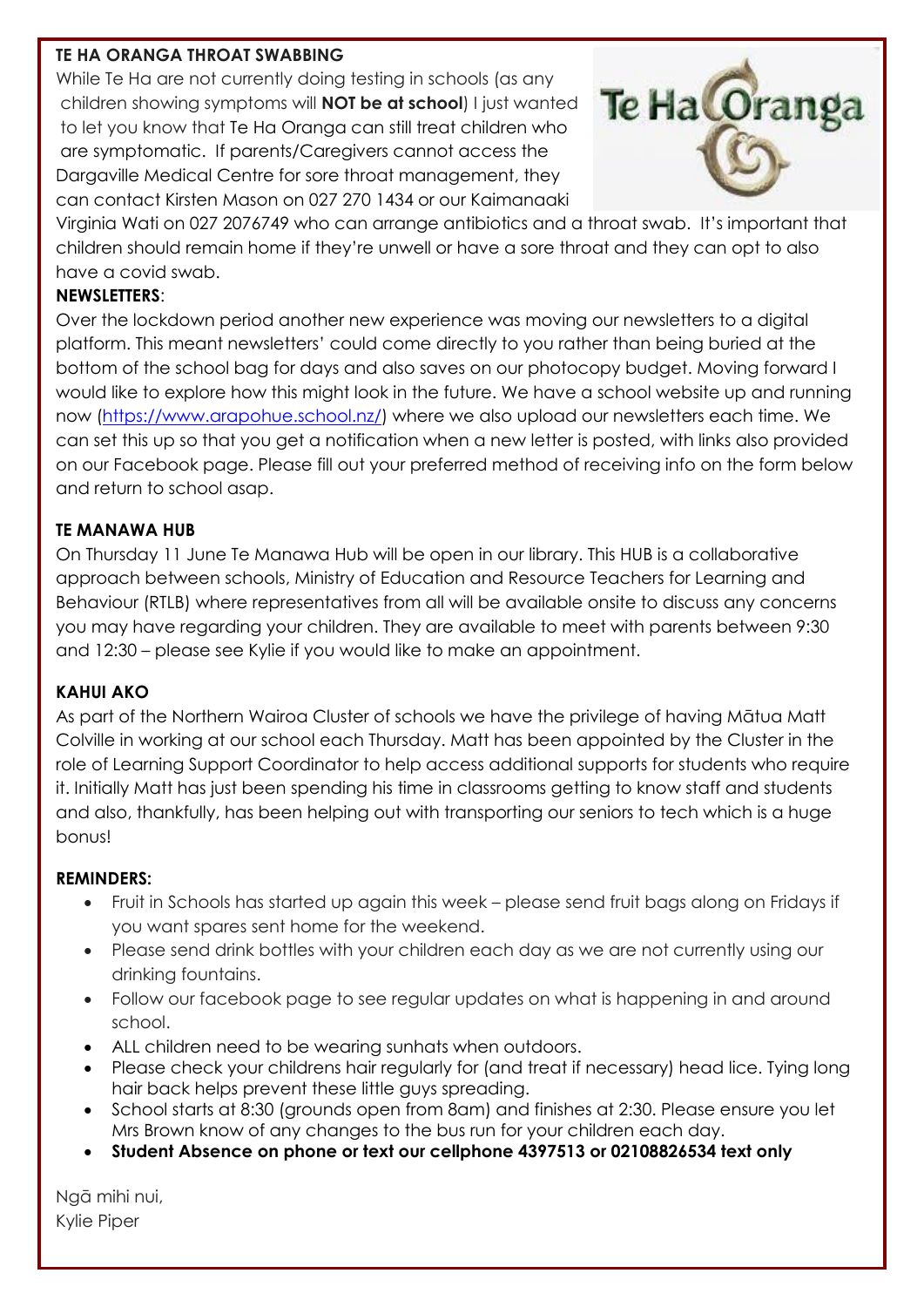**TE HA ORANGA THROAT SWABBING**

While Te Ha are not currently doing testing in schools (as any children showing symptoms will **NOT be at school**) I just wanted to let you know that Te Ha Oranga can still treat children who are symptomatic. If parents/Caregivers cannot access the Dargaville Medical Centre for sore throat management, they can contact Kirsten Mason on 027 270 1434 or our Kaimanaaki Virginia Wati on 027 2076749 who can arrange antibiotics and a throat swab. It's important that children should remain home if they're unwell or have a sore throat and they can opt to also have a covid swab.

**NEWSLETTERS**:

Over the lockdown period another new experience was moving our newsletters to a digital platform. This meant newsletters' could come directly to you rather than being buried at the bottom of the school bag for days and also saves on our photocopy budget. Moving forward I would like to explore how this might look in the future. We have a school website up and running now (https://www.arapohue.school.nz/) where we also upload our newsletters each time. We can set this up so that you get a notification when a new letter is posted, with links also provided on our Facebook page. Please fill out your preferred method of receiving info on the form below and return to school asap.

**TE MANAWA HUB**

On Thursday 11 June Te Manawa Hub will be open in our library. This HUB is a collaborative approach between schools, Ministry of Education and Resource Teachers for Learning and Behaviour (RTLB) where representatives from all will be available onsite to discuss any concerns you may have regarding your children. They are available to meet with parents between 9:30 and 12:30 – please see Kylie if you would like to make an appointment.

**KAHUI AKO**

As part of the Northern Wairoa Cluster of schools we have the privilege of having Mātua Matt Colville in working at our school each Thursday. Matt has been appointed by the Cluster in the role of Learning Support Coordinator to help access additional supports for students who require it. Initially Matt has just been spending his time in classrooms getting to know staff and students and also, thankfully, has been helping out with transporting our seniors to tech which is a huge bonus!

**REMINDERS:**

- Fruit in Schools has started up again this week – please send fruit bags along on Fridays if you want spares sent home for the weekend.
- Please send drink bottles with your children each day as we are not currently using our drinking fountains.
- Follow our facebook page to see regular updates on what is happening in and around school.
- ALL children need to be wearing sunhats when outdoors.
- Please check your childrens hair regularly for (and treat if necessary) head lice. Tying long hair back helps prevent these little guys spreading.
- School starts at 8:30 (grounds open from 8am) and finishes at 2:30. Please ensure you let Mrs Brown know of any changes to the bus run for your children each day.
- **Student Absence on phone or text our cellphone 4397513 or 02108826534 text only**

Ngā mihi nui,
Kylie Piper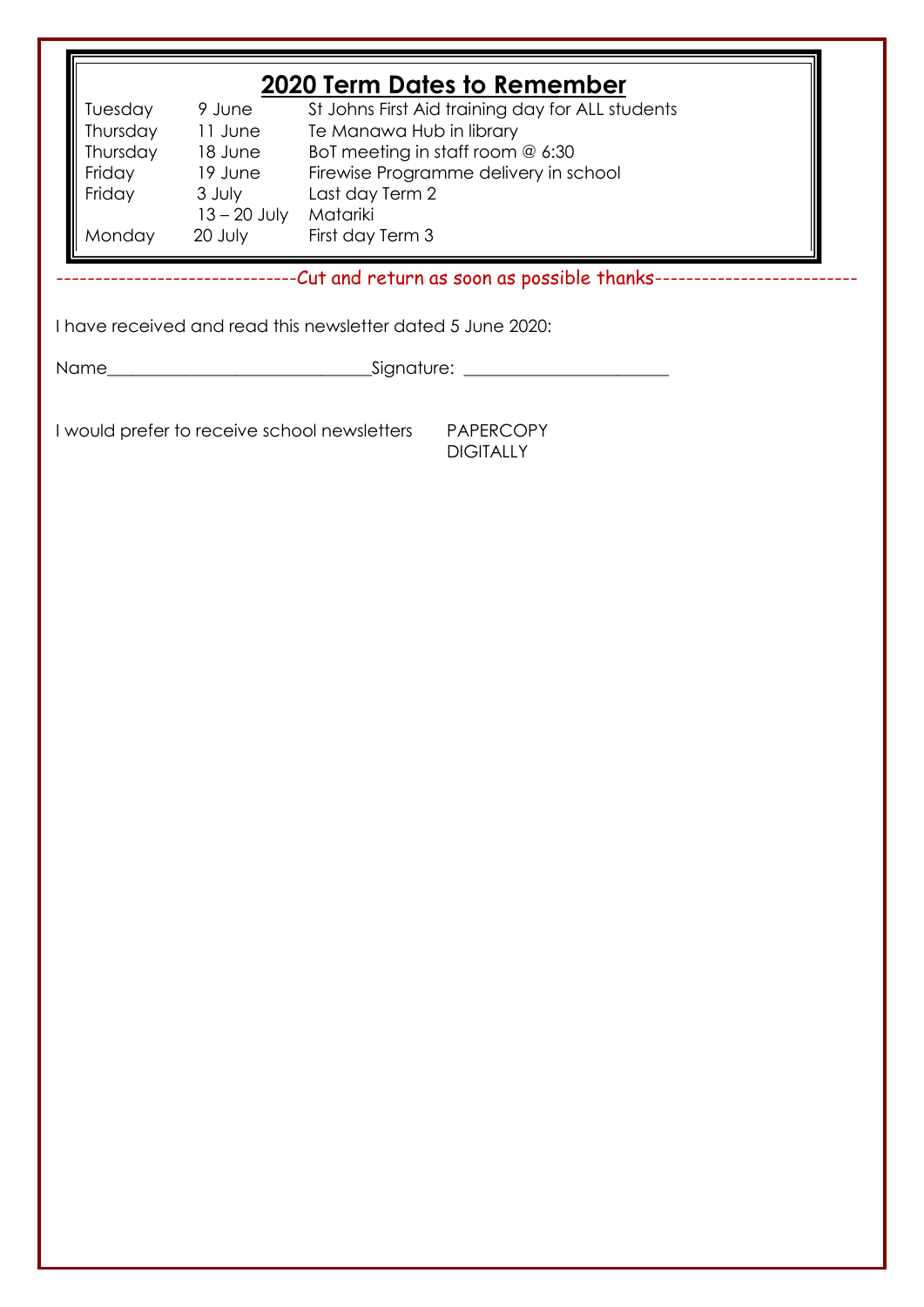## 2020 Term Dates to Remember

| | | |
|---|---|---|
| Tuesday | 9 June | St Johns First Aid training day for ALL students |
| Thursday | 11 June | Te Manawa Hub in library |
| Thursday | 18 June | BoT meeting in staff room @ 6:30 |
| Friday | 19 June | Firewise Programme delivery in school |
| Friday | 3 July | Last day Term 2 |
| | 13 – 20 July | Matariki |
| Monday | 20 July | First day Term 3 |

------------------------------Cut and return as soon as possible thanks--------------------------

I have received and read this newsletter dated 5 June 2020:

Name______________________________Signature: _______________________

I would prefer to receive school newsletters PAPERCOPY
DIGITALLY